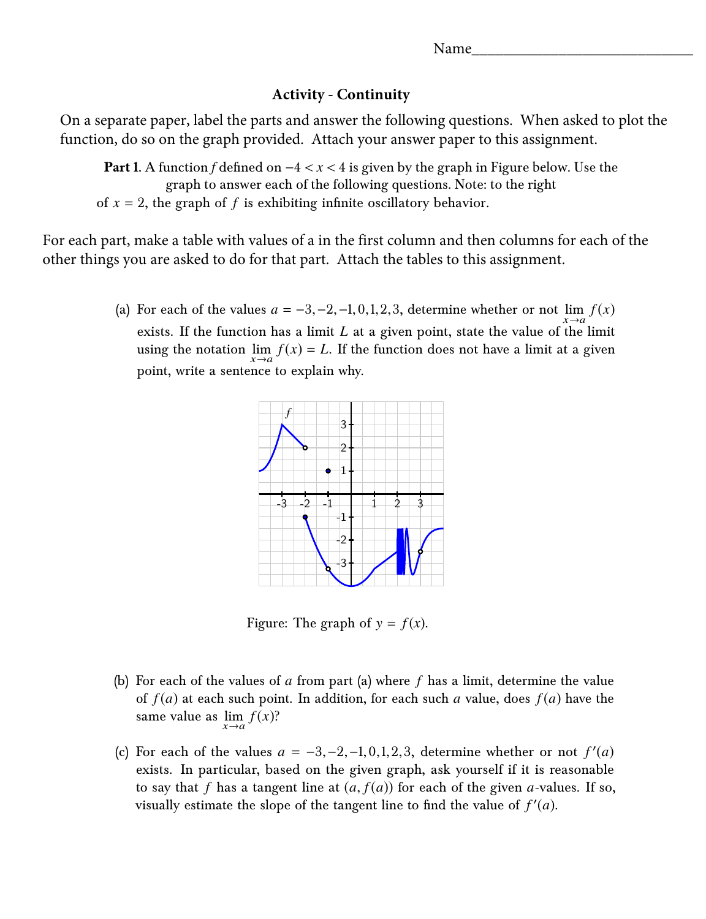Name______________________________

**Activity - Continuity**

On a separate paper, label the parts and answer the following questions. When asked to plot the function, do so on the graph provided. Attach your answer paper to this assignment.

**Part 1**. A function $f$ defined on $-4 < x < 4$ is given by the graph in Figure below. Use the graph to answer each of the following questions. Note: to the right of $x = 2$, the graph of $f$ is exhibiting infinite oscillatory behavior.

For each part, make a table with values of a in the first column and then columns for each of the other things you are asked to do for that part. Attach the tables to this assignment.

(a) For each of the values $a = -3, -2, -1, 0, 1, 2, 3$, determine whether or not $\lim_{x \to a} f(x)$ exists. If the function has a limit $L$ at a given point, state the value of the limit using the notation $\lim_{x \to a} f(x) = L$. If the function does not have a limit at a given point, write a sentence to explain why.

Figure: The graph of $y = f(x)$.

(b) For each of the values of $a$ from part (a) where $f$ has a limit, determine the value of $f(a)$ at each such point. In addition, for each such $a$ value, does $f(a)$ have the same value as $\lim_{x \to a} f(x)$?

(c) For each of the values $a = -3, -2, -1, 0, 1, 2, 3$, determine whether or not $f'(a)$ exists. In particular, based on the given graph, ask yourself if it is reasonable to say that $f$ has a tangent line at $(a, f(a))$ for each of the given $a$-values. If so, visually estimate the slope of the tangent line to find the value of $f'(a)$.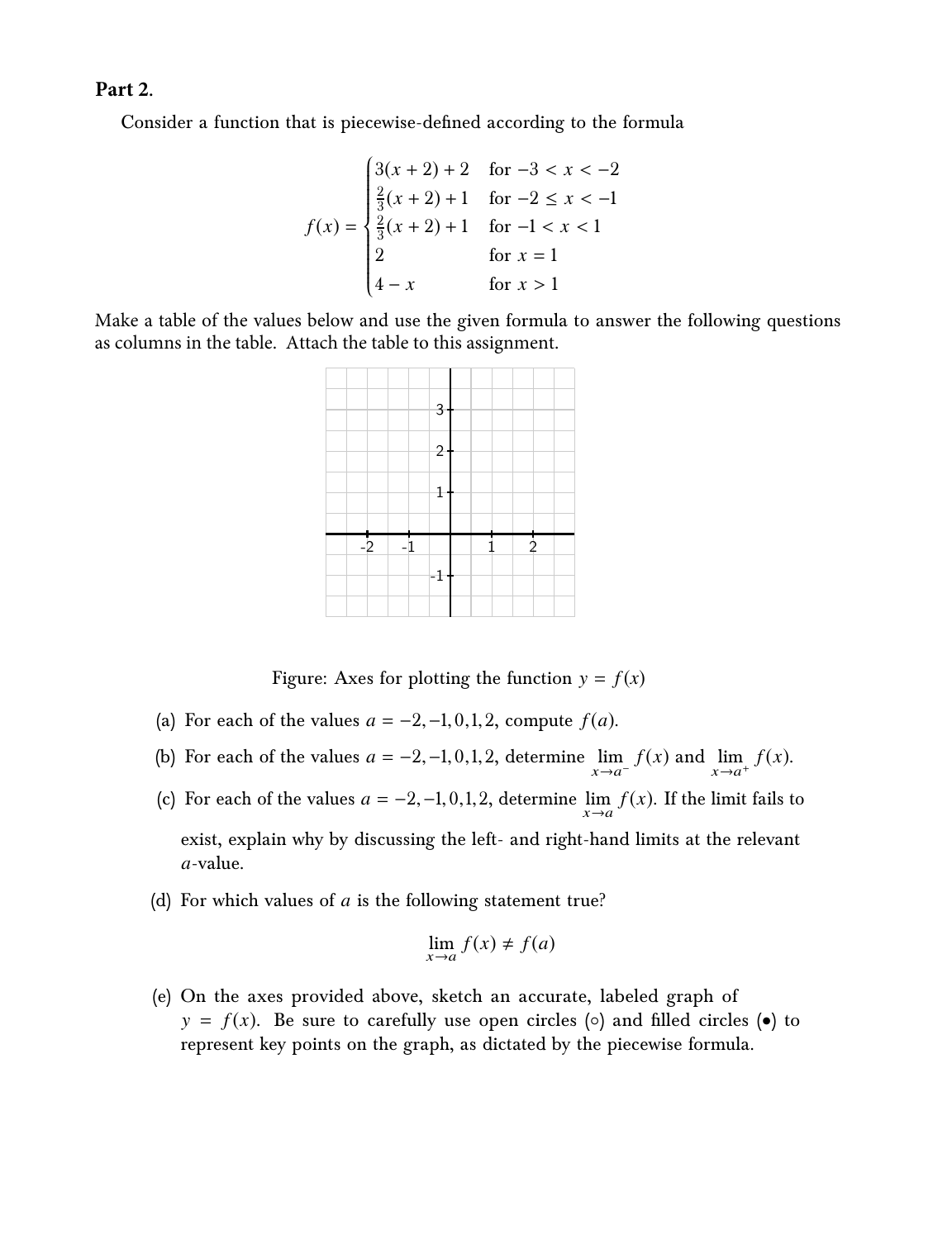**Part 2.**

Consider a function that is piecewise-defined according to the formula

$$f(x) = \begin{cases} 3(x+2)+2 & \text{for } -3 < x < -2 \\ \frac{2}{3}(x+2)+1 & \text{for } -2 \leq x < -1 \\ \frac{2}{3}(x+2)+1 & \text{for } -1 < x < 1 \\ 2 & \text{for } x = 1 \\ 4 - x & \text{for } x > 1 \end{cases}$$

Make a table of the values below and use the given formula to answer the following questions as columns in the table. Attach the table to this assignment.

Figure: Axes for plotting the function $y = f(x)$

(a) For each of the values $a = -2, -1, 0, 1, 2$, compute $f(a)$.

(b) For each of the values $a = -2, -1, 0, 1, 2$, determine $\lim_{x \to a^-} f(x)$ and $\lim_{x \to a^+} f(x)$.

(c) For each of the values $a = -2, -1, 0, 1, 2$, determine $\lim_{x \to a} f(x)$. If the limit fails to exist, explain why by discussing the left- and right-hand limits at the relevant $a$-value.

(d) For which values of $a$ is the following statement true?

$$\lim_{x \to a} f(x) \neq f(a)$$

(e) On the axes provided above, sketch an accurate, labeled graph of $y = f(x)$. Be sure to carefully use open circles (∘) and filled circles (•) to represent key points on the graph, as dictated by the piecewise formula.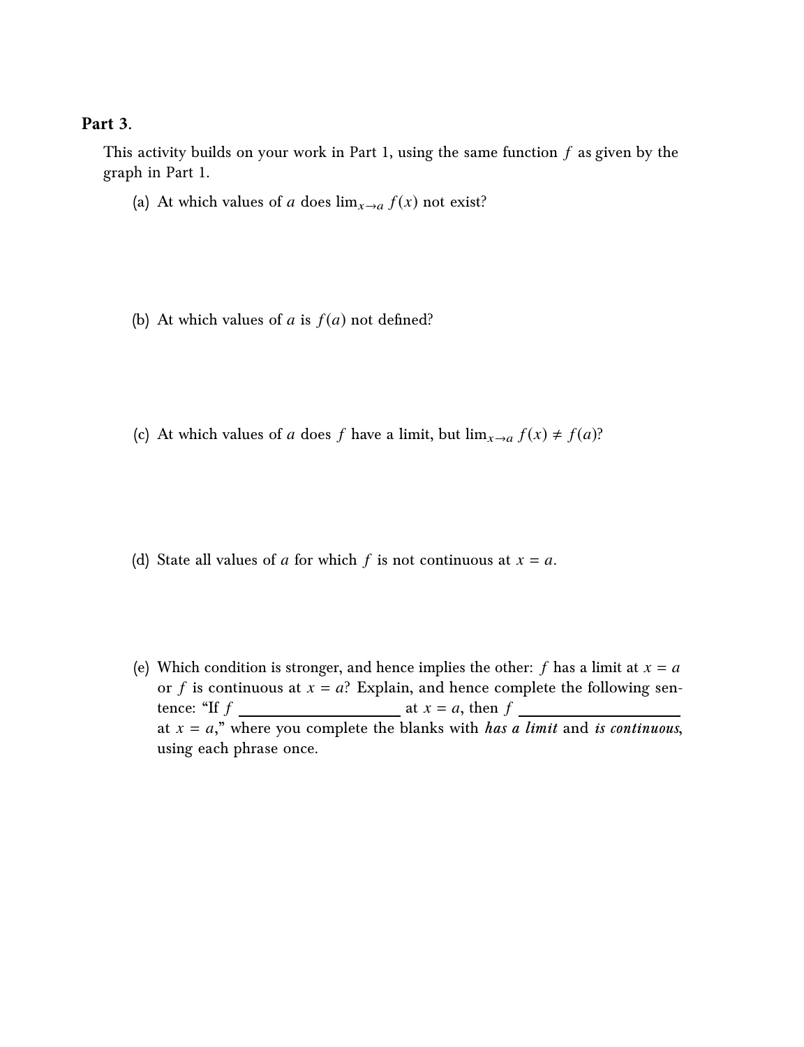**Part 3.**

This activity builds on your work in Part 1, using the same function $f$ as given by the graph in Part 1.

(a) At which values of $a$ does $\lim_{x \to a} f(x)$ not exist?

(b) At which values of $a$ is $f(a)$ not defined?

(c) At which values of $a$ does $f$ have a limit, but $\lim_{x \to a} f(x) \neq f(a)$?

(d) State all values of $a$ for which $f$ is not continuous at $x = a$.

(e) Which condition is stronger, and hence implies the other: $f$ has a limit at $x = a$ or $f$ is continuous at $x = a$? Explain, and hence complete the following sentence: "If $f$ ____________________ at $x = a$, then $f$ ____________________ at $x = a$," where you complete the blanks with ***has a limit*** and ***is continuous***, using each phrase once.